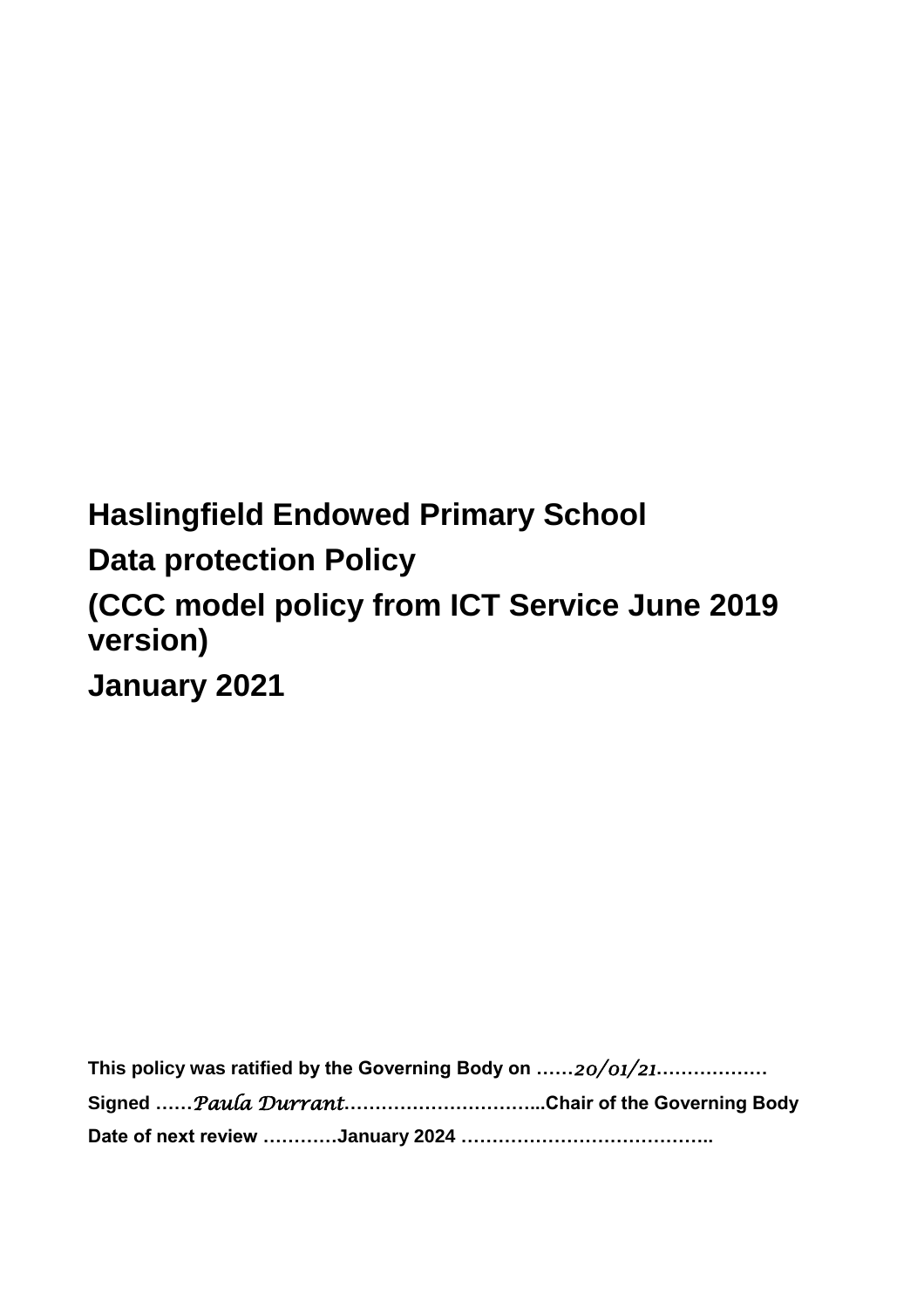# Haslingfield Endowed Primary School

# Data protection Policy

# (CCC model policy from ICT Service June 2019 version)

# January 2021

**This policy was ratified by the Governing Body on ……***20/01/21***………………**

**Signed ……***Paula Durrant***…………………………...Chair of the Governing Body**

**Date of next review …………January 2024 …………………………………..**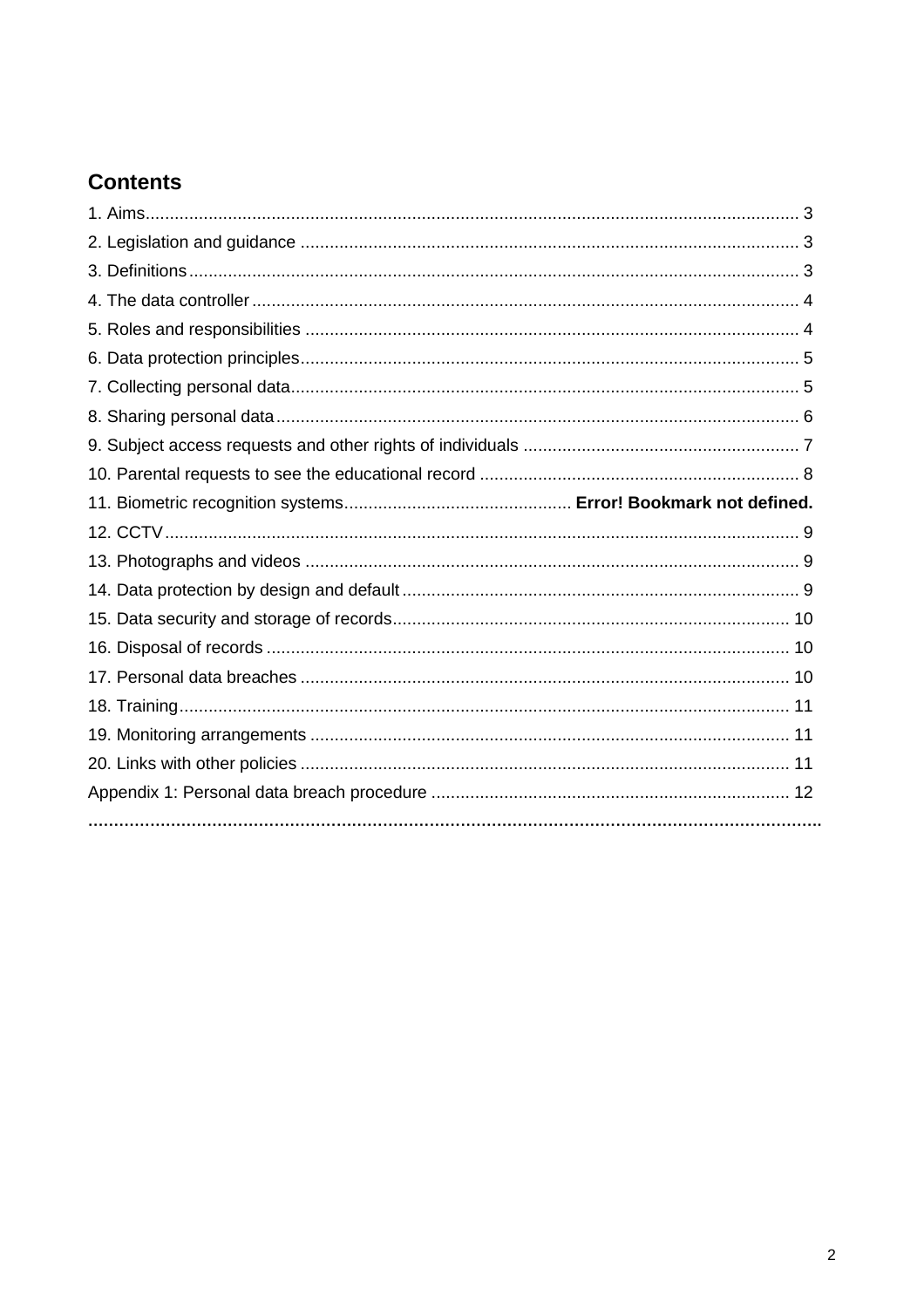## Contents

1. Aims ........................................................................................................................ 3
2. Legislation and guidance ...................................................................................... 3
3. Definitions ............................................................................................................. 3
4. The data controller ................................................................................................ 4
5. Roles and responsibilities ..................................................................................... 4
6. Data protection principles ...................................................................................... 5
7. Collecting personal data ........................................................................................ 5
8. Sharing personal data ........................................................................................... 6
9. Subject access requests and other rights of individuals ......................................... 7
10. Parental requests to see the educational record .................................................. 8
11. Biometric recognition systems .............................................. **Error! Bookmark not defined.**
12. CCTV ................................................................................................................... 9
13. Photographs and videos ...................................................................................... 9
14. Data protection by design and default .................................................................. 9
15. Data security and storage of records ................................................................. 10
16. Disposal of records ............................................................................................ 10
17. Personal data breaches ..................................................................................... 10
18. Training ............................................................................................................. 11
19. Monitoring arrangements ................................................................................... 11
20. Links with other policies ..................................................................................... 11

Appendix 1: Personal data breach procedure .......................................................... 12

**...............................................................................................................................**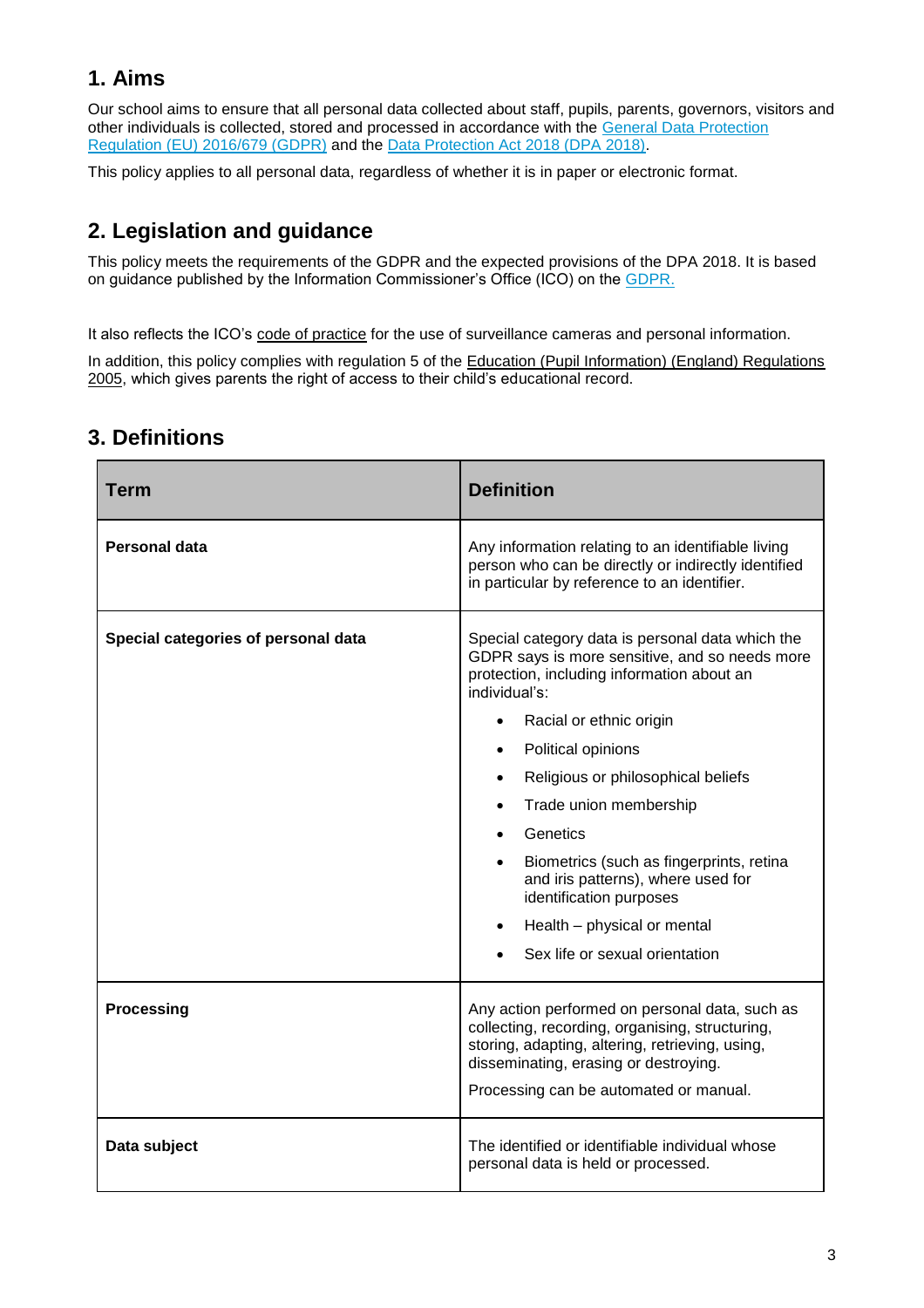## 1. Aims

Our school aims to ensure that all personal data collected about staff, pupils, parents, governors, visitors and other individuals is collected, stored and processed in accordance with the General Data Protection Regulation (EU) 2016/679 (GDPR) and the Data Protection Act 2018 (DPA 2018).

This policy applies to all personal data, regardless of whether it is in paper or electronic format.

## 2. Legislation and guidance

This policy meets the requirements of the GDPR and the expected provisions of the DPA 2018. It is based on guidance published by the Information Commissioner's Office (ICO) on the GDPR.

It also reflects the ICO's code of practice for the use of surveillance cameras and personal information.

In addition, this policy complies with regulation 5 of the Education (Pupil Information) (England) Regulations 2005, which gives parents the right of access to their child's educational record.

## 3. Definitions

| Term | Definition |
|---|---|
| **Personal data** | Any information relating to an identifiable living person who can be directly or indirectly identified in particular by reference to an identifier. |
| **Special categories of personal data** | Special category data is personal data which the GDPR says is more sensitive, and so needs more protection, including information about an individual's:<br>• Racial or ethnic origin<br>• Political opinions<br>• Religious or philosophical beliefs<br>• Trade union membership<br>• Genetics<br>• Biometrics (such as fingerprints, retina and iris patterns), where used for identification purposes<br>• Health – physical or mental<br>• Sex life or sexual orientation |
| **Processing** | Any action performed on personal data, such as collecting, recording, organising, structuring, storing, adapting, altering, retrieving, using, disseminating, erasing or destroying.<br>Processing can be automated or manual. |
| **Data subject** | The identified or identifiable individual whose personal data is held or processed. |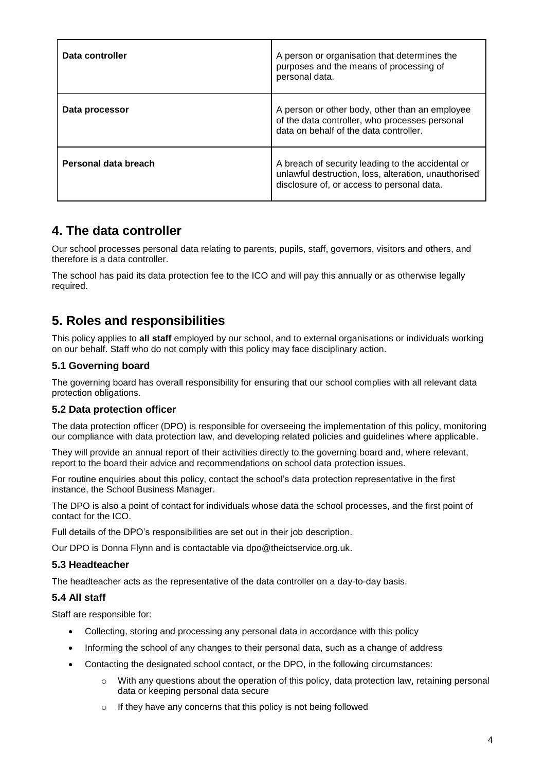| Data controller | A person or organisation that determines the purposes and the means of processing of personal data. |
| --- | --- |
| **Data processor** | A person or other body, other than an employee of the data controller, who processes personal data on behalf of the data controller. |
| **Personal data breach** | A breach of security leading to the accidental or unlawful destruction, loss, alteration, unauthorised disclosure of, or access to personal data. |

## 4. The data controller

Our school processes personal data relating to parents, pupils, staff, governors, visitors and others, and therefore is a data controller.

The school has paid its data protection fee to the ICO and will pay this annually or as otherwise legally required.

## 5. Roles and responsibilities

This policy applies to **all staff** employed by our school, and to external organisations or individuals working on our behalf. Staff who do not comply with this policy may face disciplinary action.

### 5.1 Governing board

The governing board has overall responsibility for ensuring that our school complies with all relevant data protection obligations.

### 5.2 Data protection officer

The data protection officer (DPO) is responsible for overseeing the implementation of this policy, monitoring our compliance with data protection law, and developing related policies and guidelines where applicable.

They will provide an annual report of their activities directly to the governing board and, where relevant, report to the board their advice and recommendations on school data protection issues.

For routine enquiries about this policy, contact the school's data protection representative in the first instance, the School Business Manager.

The DPO is also a point of contact for individuals whose data the school processes, and the first point of contact for the ICO.

Full details of the DPO's responsibilities are set out in their job description.

Our DPO is Donna Flynn and is contactable via dpo@theictservice.org.uk.

### 5.3 Headteacher

The headteacher acts as the representative of the data controller on a day-to-day basis.

### 5.4 All staff

Staff are responsible for:

- Collecting, storing and processing any personal data in accordance with this policy
- Informing the school of any changes to their personal data, such as a change of address
- Contacting the designated school contact, or the DPO, in the following circumstances:
    - With any questions about the operation of this policy, data protection law, retaining personal data or keeping personal data secure
    - If they have any concerns that this policy is not being followed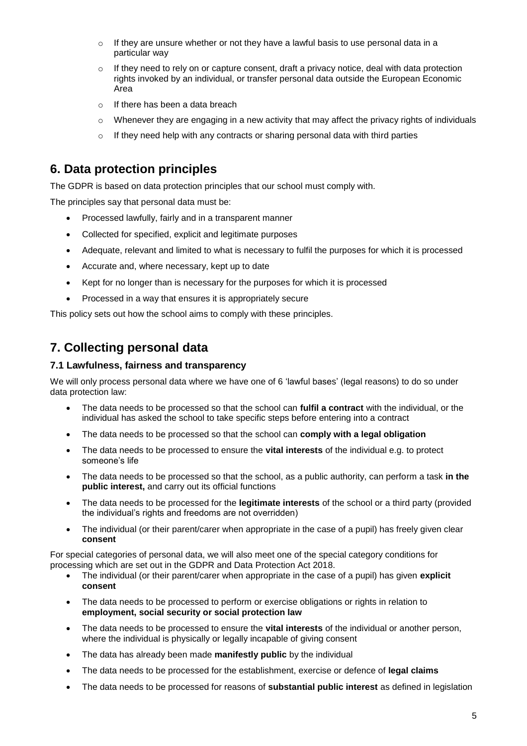- If they are unsure whether or not they have a lawful basis to use personal data in a particular way
- If they need to rely on or capture consent, draft a privacy notice, deal with data protection rights invoked by an individual, or transfer personal data outside the European Economic Area
- If there has been a data breach
- Whenever they are engaging in a new activity that may affect the privacy rights of individuals
- If they need help with any contracts or sharing personal data with third parties

## 6. Data protection principles

The GDPR is based on data protection principles that our school must comply with.

The principles say that personal data must be:

- Processed lawfully, fairly and in a transparent manner
- Collected for specified, explicit and legitimate purposes
- Adequate, relevant and limited to what is necessary to fulfil the purposes for which it is processed
- Accurate and, where necessary, kept up to date
- Kept for no longer than is necessary for the purposes for which it is processed
- Processed in a way that ensures it is appropriately secure

This policy sets out how the school aims to comply with these principles.

## 7. Collecting personal data

### 7.1 Lawfulness, fairness and transparency

We will only process personal data where we have one of 6 'lawful bases' (legal reasons) to do so under data protection law:

- The data needs to be processed so that the school can **fulfil a contract** with the individual, or the individual has asked the school to take specific steps before entering into a contract
- The data needs to be processed so that the school can **comply with a legal obligation**
- The data needs to be processed to ensure the **vital interests** of the individual e.g. to protect someone's life
- The data needs to be processed so that the school, as a public authority, can perform a task **in the public interest,** and carry out its official functions
- The data needs to be processed for the **legitimate interests** of the school or a third party (provided the individual's rights and freedoms are not overridden)
- The individual (or their parent/carer when appropriate in the case of a pupil) has freely given clear **consent**

For special categories of personal data, we will also meet one of the special category conditions for processing which are set out in the GDPR and Data Protection Act 2018.

- The individual (or their parent/carer when appropriate in the case of a pupil) has given **explicit consent**
- The data needs to be processed to perform or exercise obligations or rights in relation to **employment, social security or social protection law**
- The data needs to be processed to ensure the **vital interests** of the individual or another person, where the individual is physically or legally incapable of giving consent
- The data has already been made **manifestly public** by the individual
- The data needs to be processed for the establishment, exercise or defence of **legal claims**
- The data needs to be processed for reasons of **substantial public interest** as defined in legislation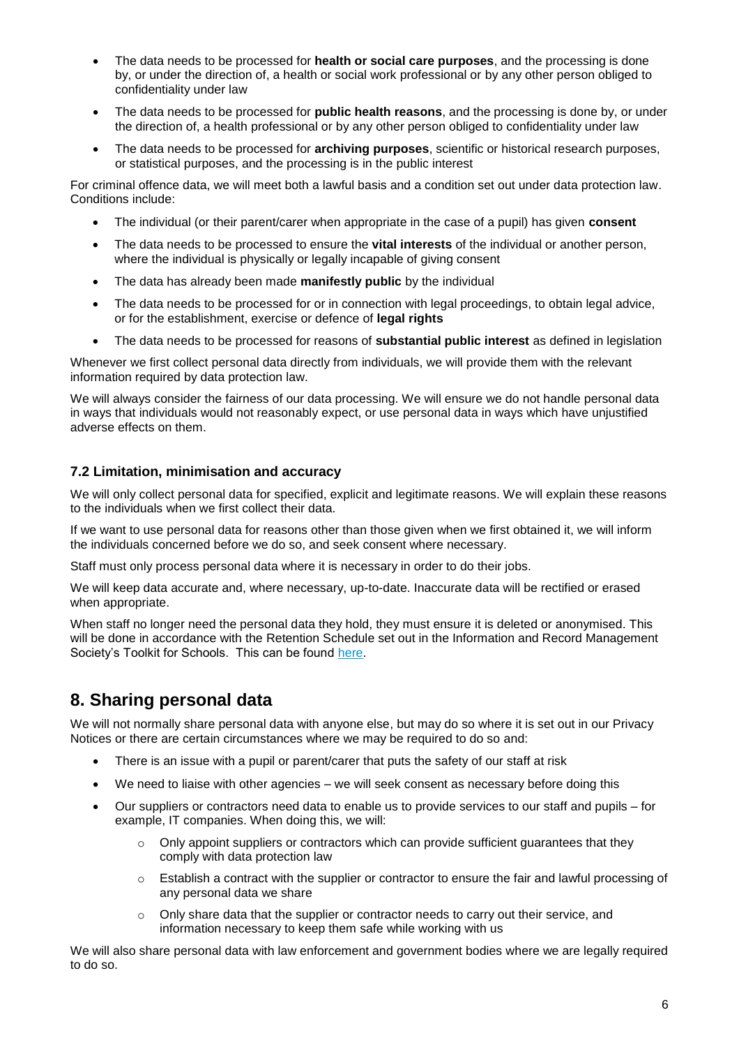- The data needs to be processed for **health or social care purposes**, and the processing is done by, or under the direction of, a health or social work professional or by any other person obliged to confidentiality under law
- The data needs to be processed for **public health reasons**, and the processing is done by, or under the direction of, a health professional or by any other person obliged to confidentiality under law
- The data needs to be processed for **archiving purposes**, scientific or historical research purposes, or statistical purposes, and the processing is in the public interest

For criminal offence data, we will meet both a lawful basis and a condition set out under data protection law. Conditions include:

- The individual (or their parent/carer when appropriate in the case of a pupil) has given **consent**
- The data needs to be processed to ensure the **vital interests** of the individual or another person, where the individual is physically or legally incapable of giving consent
- The data has already been made **manifestly public** by the individual
- The data needs to be processed for or in connection with legal proceedings, to obtain legal advice, or for the establishment, exercise or defence of **legal rights**
- The data needs to be processed for reasons of **substantial public interest** as defined in legislation

Whenever we first collect personal data directly from individuals, we will provide them with the relevant information required by data protection law.

We will always consider the fairness of our data processing. We will ensure we do not handle personal data in ways that individuals would not reasonably expect, or use personal data in ways which have unjustified adverse effects on them.

### 7.2 Limitation, minimisation and accuracy

We will only collect personal data for specified, explicit and legitimate reasons. We will explain these reasons to the individuals when we first collect their data.

If we want to use personal data for reasons other than those given when we first obtained it, we will inform the individuals concerned before we do so, and seek consent where necessary.

Staff must only process personal data where it is necessary in order to do their jobs.

We will keep data accurate and, where necessary, up-to-date. Inaccurate data will be rectified or erased when appropriate.

When staff no longer need the personal data they hold, they must ensure it is deleted or anonymised. This will be done in accordance with the Retention Schedule set out in the Information and Record Management Society's Toolkit for Schools. This can be found here.

## 8. Sharing personal data

We will not normally share personal data with anyone else, but may do so where it is set out in our Privacy Notices or there are certain circumstances where we may be required to do so and:

- There is an issue with a pupil or parent/carer that puts the safety of our staff at risk
- We need to liaise with other agencies – we will seek consent as necessary before doing this
- Our suppliers or contractors need data to enable us to provide services to our staff and pupils – for example, IT companies. When doing this, we will:
  - Only appoint suppliers or contractors which can provide sufficient guarantees that they comply with data protection law
  - Establish a contract with the supplier or contractor to ensure the fair and lawful processing of any personal data we share
  - Only share data that the supplier or contractor needs to carry out their service, and information necessary to keep them safe while working with us

We will also share personal data with law enforcement and government bodies where we are legally required to do so.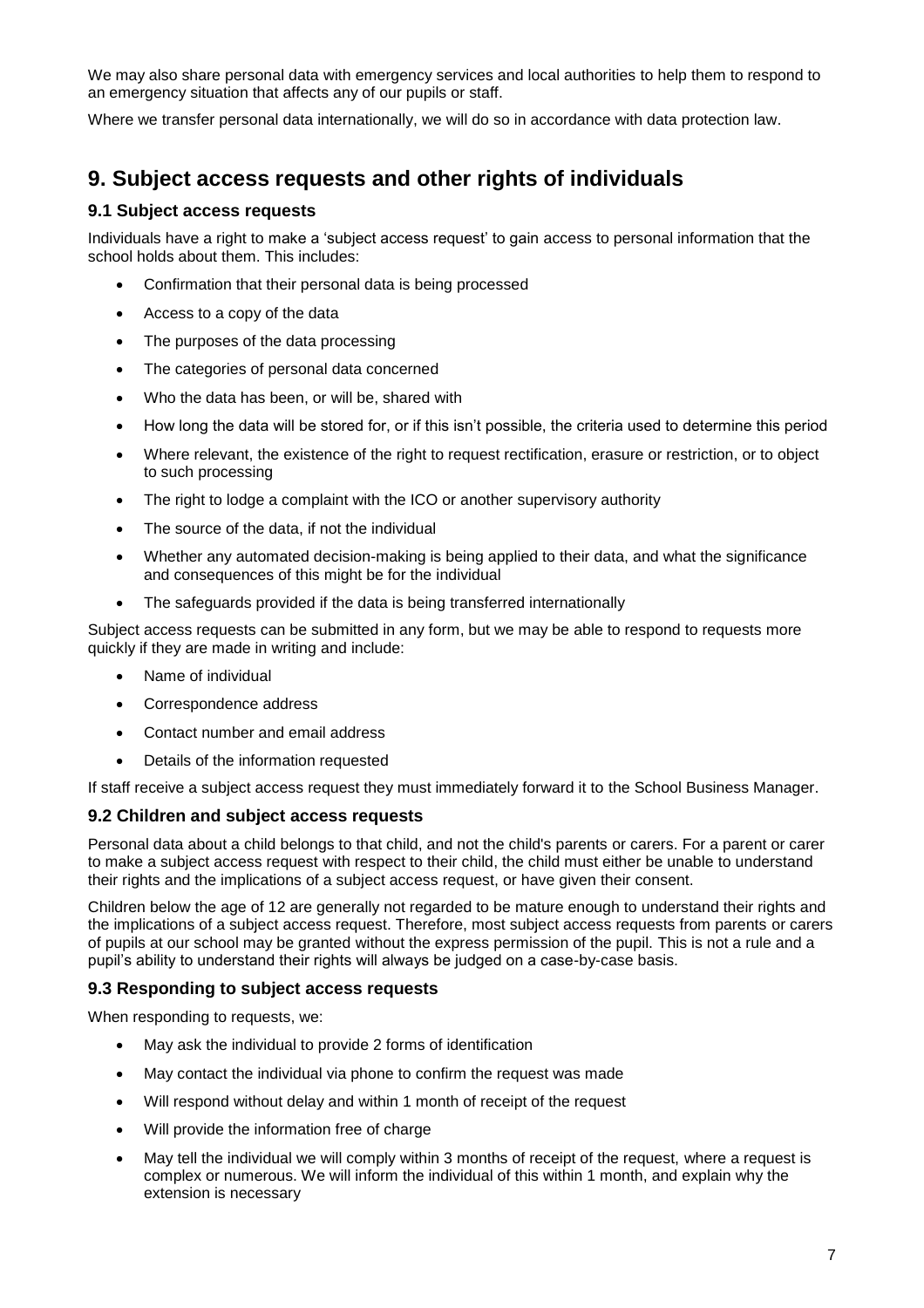We may also share personal data with emergency services and local authorities to help them to respond to an emergency situation that affects any of our pupils or staff.

Where we transfer personal data internationally, we will do so in accordance with data protection law.

## 9. Subject access requests and other rights of individuals

### 9.1 Subject access requests

Individuals have a right to make a 'subject access request' to gain access to personal information that the school holds about them. This includes:

- Confirmation that their personal data is being processed
- Access to a copy of the data
- The purposes of the data processing
- The categories of personal data concerned
- Who the data has been, or will be, shared with
- How long the data will be stored for, or if this isn't possible, the criteria used to determine this period
- Where relevant, the existence of the right to request rectification, erasure or restriction, or to object to such processing
- The right to lodge a complaint with the ICO or another supervisory authority
- The source of the data, if not the individual
- Whether any automated decision-making is being applied to their data, and what the significance and consequences of this might be for the individual
- The safeguards provided if the data is being transferred internationally

Subject access requests can be submitted in any form, but we may be able to respond to requests more quickly if they are made in writing and include:

- Name of individual
- Correspondence address
- Contact number and email address
- Details of the information requested

If staff receive a subject access request they must immediately forward it to the School Business Manager.

### 9.2 Children and subject access requests

Personal data about a child belongs to that child, and not the child's parents or carers. For a parent or carer to make a subject access request with respect to their child, the child must either be unable to understand their rights and the implications of a subject access request, or have given their consent.

Children below the age of 12 are generally not regarded to be mature enough to understand their rights and the implications of a subject access request. Therefore, most subject access requests from parents or carers of pupils at our school may be granted without the express permission of the pupil. This is not a rule and a pupil's ability to understand their rights will always be judged on a case-by-case basis.

### 9.3 Responding to subject access requests

When responding to requests, we:

- May ask the individual to provide 2 forms of identification
- May contact the individual via phone to confirm the request was made
- Will respond without delay and within 1 month of receipt of the request
- Will provide the information free of charge
- May tell the individual we will comply within 3 months of receipt of the request, where a request is complex or numerous. We will inform the individual of this within 1 month, and explain why the extension is necessary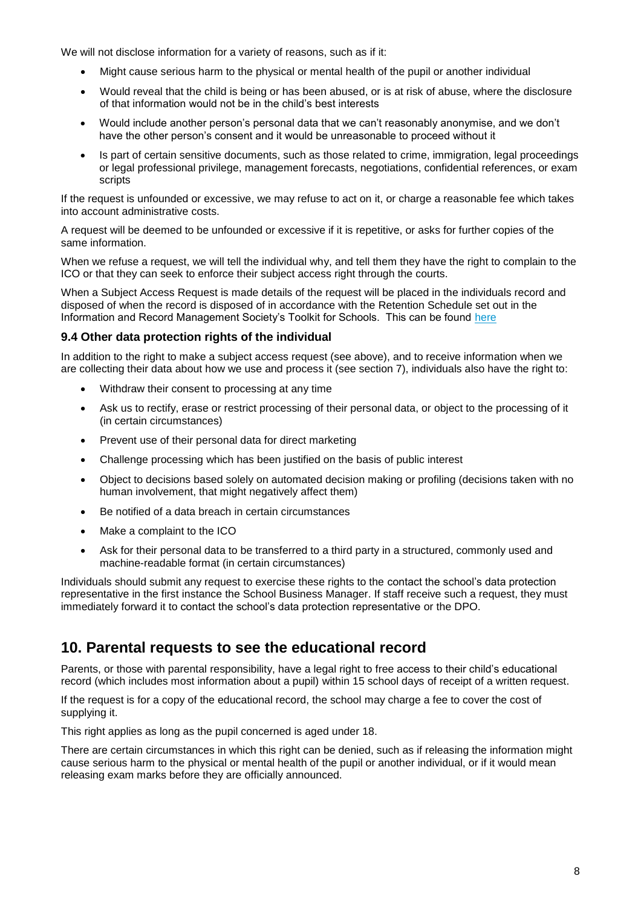We will not disclose information for a variety of reasons, such as if it:

- Might cause serious harm to the physical or mental health of the pupil or another individual
- Would reveal that the child is being or has been abused, or is at risk of abuse, where the disclosure of that information would not be in the child's best interests
- Would include another person's personal data that we can't reasonably anonymise, and we don't have the other person's consent and it would be unreasonable to proceed without it
- Is part of certain sensitive documents, such as those related to crime, immigration, legal proceedings or legal professional privilege, management forecasts, negotiations, confidential references, or exam scripts

If the request is unfounded or excessive, we may refuse to act on it, or charge a reasonable fee which takes into account administrative costs.

A request will be deemed to be unfounded or excessive if it is repetitive, or asks for further copies of the same information.

When we refuse a request, we will tell the individual why, and tell them they have the right to complain to the ICO or that they can seek to enforce their subject access right through the courts.

When a Subject Access Request is made details of the request will be placed in the individuals record and disposed of when the record is disposed of in accordance with the Retention Schedule set out in the Information and Record Management Society's Toolkit for Schools. This can be found here

### 9.4 Other data protection rights of the individual

In addition to the right to make a subject access request (see above), and to receive information when we are collecting their data about how we use and process it (see section 7), individuals also have the right to:

- Withdraw their consent to processing at any time
- Ask us to rectify, erase or restrict processing of their personal data, or object to the processing of it (in certain circumstances)
- Prevent use of their personal data for direct marketing
- Challenge processing which has been justified on the basis of public interest
- Object to decisions based solely on automated decision making or profiling (decisions taken with no human involvement, that might negatively affect them)
- Be notified of a data breach in certain circumstances
- Make a complaint to the ICO
- Ask for their personal data to be transferred to a third party in a structured, commonly used and machine-readable format (in certain circumstances)

Individuals should submit any request to exercise these rights to the contact the school's data protection representative in the first instance the School Business Manager. If staff receive such a request, they must immediately forward it to contact the school's data protection representative or the DPO.

## 10. Parental requests to see the educational record

Parents, or those with parental responsibility, have a legal right to free access to their child's educational record (which includes most information about a pupil) within 15 school days of receipt of a written request.

If the request is for a copy of the educational record, the school may charge a fee to cover the cost of supplying it.

This right applies as long as the pupil concerned is aged under 18.

There are certain circumstances in which this right can be denied, such as if releasing the information might cause serious harm to the physical or mental health of the pupil or another individual, or if it would mean releasing exam marks before they are officially announced.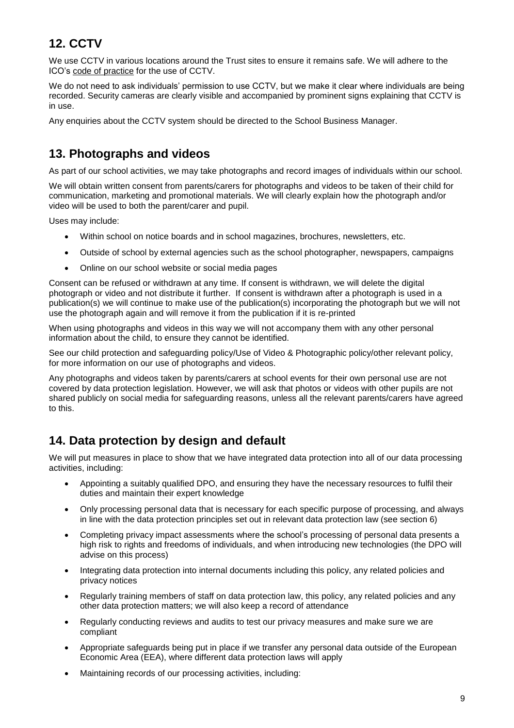## 12. CCTV

We use CCTV in various locations around the Trust sites to ensure it remains safe. We will adhere to the ICO's code of practice for the use of CCTV.

We do not need to ask individuals' permission to use CCTV, but we make it clear where individuals are being recorded. Security cameras are clearly visible and accompanied by prominent signs explaining that CCTV is in use.

Any enquiries about the CCTV system should be directed to the School Business Manager.

## 13. Photographs and videos

As part of our school activities, we may take photographs and record images of individuals within our school.

We will obtain written consent from parents/carers for photographs and videos to be taken of their child for communication, marketing and promotional materials. We will clearly explain how the photograph and/or video will be used to both the parent/carer and pupil.

Uses may include:

- Within school on notice boards and in school magazines, brochures, newsletters, etc.
- Outside of school by external agencies such as the school photographer, newspapers, campaigns
- Online on our school website or social media pages

Consent can be refused or withdrawn at any time. If consent is withdrawn, we will delete the digital photograph or video and not distribute it further. If consent is withdrawn after a photograph is used in a publication(s) we will continue to make use of the publication(s) incorporating the photograph but we will not use the photograph again and will remove it from the publication if it is re-printed

When using photographs and videos in this way we will not accompany them with any other personal information about the child, to ensure they cannot be identified.

See our child protection and safeguarding policy/Use of Video & Photographic policy/other relevant policy, for more information on our use of photographs and videos.

Any photographs and videos taken by parents/carers at school events for their own personal use are not covered by data protection legislation. However, we will ask that photos or videos with other pupils are not shared publicly on social media for safeguarding reasons, unless all the relevant parents/carers have agreed to this.

## 14. Data protection by design and default

We will put measures in place to show that we have integrated data protection into all of our data processing activities, including:

- Appointing a suitably qualified DPO, and ensuring they have the necessary resources to fulfil their duties and maintain their expert knowledge
- Only processing personal data that is necessary for each specific purpose of processing, and always in line with the data protection principles set out in relevant data protection law (see section 6)
- Completing privacy impact assessments where the school's processing of personal data presents a high risk to rights and freedoms of individuals, and when introducing new technologies (the DPO will advise on this process)
- Integrating data protection into internal documents including this policy, any related policies and privacy notices
- Regularly training members of staff on data protection law, this policy, any related policies and any other data protection matters; we will also keep a record of attendance
- Regularly conducting reviews and audits to test our privacy measures and make sure we are compliant
- Appropriate safeguards being put in place if we transfer any personal data outside of the European Economic Area (EEA), where different data protection laws will apply
- Maintaining records of our processing activities, including: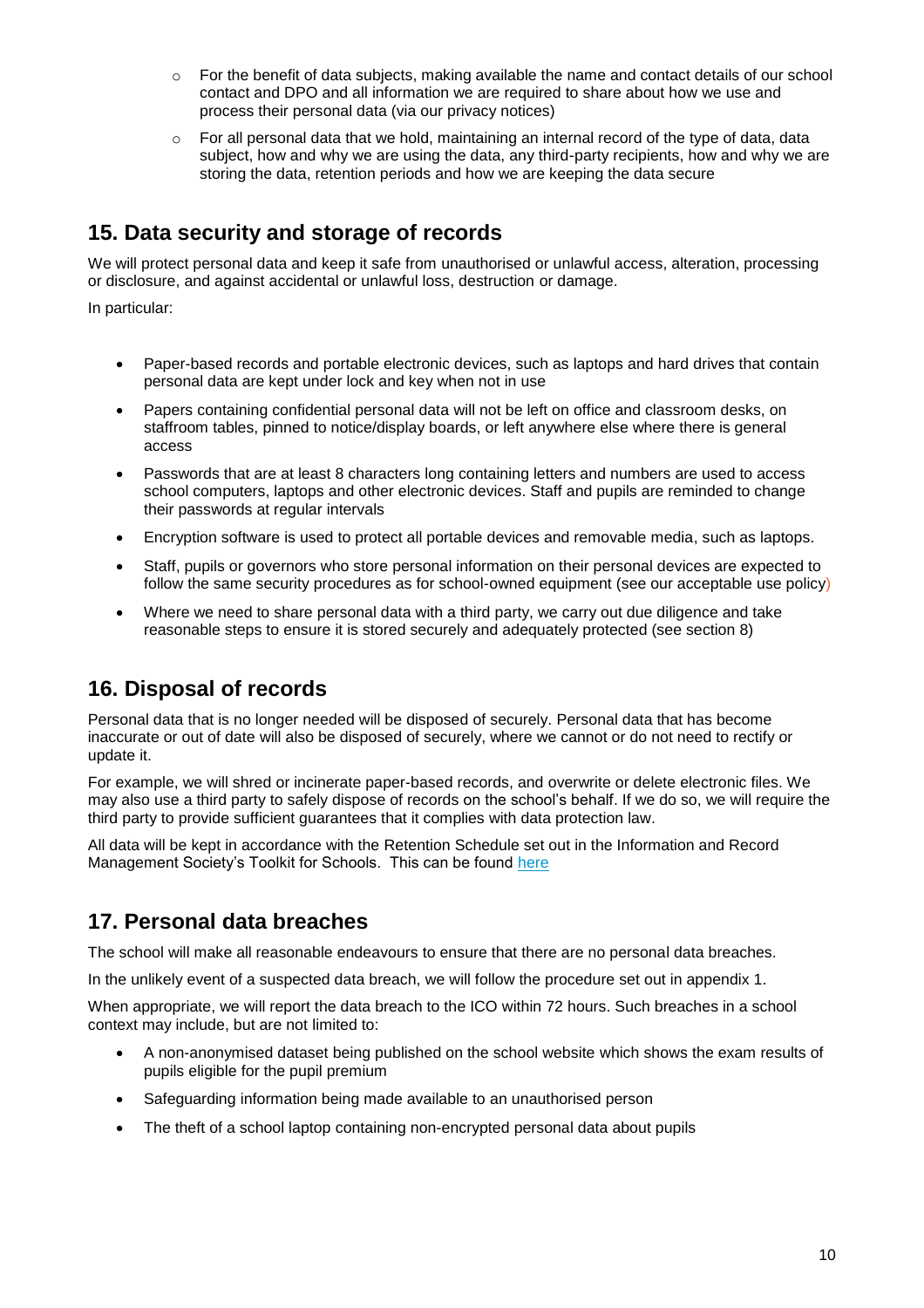- For the benefit of data subjects, making available the name and contact details of our school contact and DPO and all information we are required to share about how we use and process their personal data (via our privacy notices)
- For all personal data that we hold, maintaining an internal record of the type of data, data subject, how and why we are using the data, any third-party recipients, how and why we are storing the data, retention periods and how we are keeping the data secure

## 15. Data security and storage of records

We will protect personal data and keep it safe from unauthorised or unlawful access, alteration, processing or disclosure, and against accidental or unlawful loss, destruction or damage.

In particular:

- Paper-based records and portable electronic devices, such as laptops and hard drives that contain personal data are kept under lock and key when not in use
- Papers containing confidential personal data will not be left on office and classroom desks, on staffroom tables, pinned to notice/display boards, or left anywhere else where there is general access
- Passwords that are at least 8 characters long containing letters and numbers are used to access school computers, laptops and other electronic devices. Staff and pupils are reminded to change their passwords at regular intervals
- Encryption software is used to protect all portable devices and removable media, such as laptops.
- Staff, pupils or governors who store personal information on their personal devices are expected to follow the same security procedures as for school-owned equipment (see our acceptable use policy)
- Where we need to share personal data with a third party, we carry out due diligence and take reasonable steps to ensure it is stored securely and adequately protected (see section 8)

## 16. Disposal of records

Personal data that is no longer needed will be disposed of securely. Personal data that has become inaccurate or out of date will also be disposed of securely, where we cannot or do not need to rectify or update it.

For example, we will shred or incinerate paper-based records, and overwrite or delete electronic files. We may also use a third party to safely dispose of records on the school's behalf. If we do so, we will require the third party to provide sufficient guarantees that it complies with data protection law.

All data will be kept in accordance with the Retention Schedule set out in the Information and Record Management Society's Toolkit for Schools. This can be found here

## 17. Personal data breaches

The school will make all reasonable endeavours to ensure that there are no personal data breaches.

In the unlikely event of a suspected data breach, we will follow the procedure set out in appendix 1.

When appropriate, we will report the data breach to the ICO within 72 hours. Such breaches in a school context may include, but are not limited to:

- A non-anonymised dataset being published on the school website which shows the exam results of pupils eligible for the pupil premium
- Safeguarding information being made available to an unauthorised person
- The theft of a school laptop containing non-encrypted personal data about pupils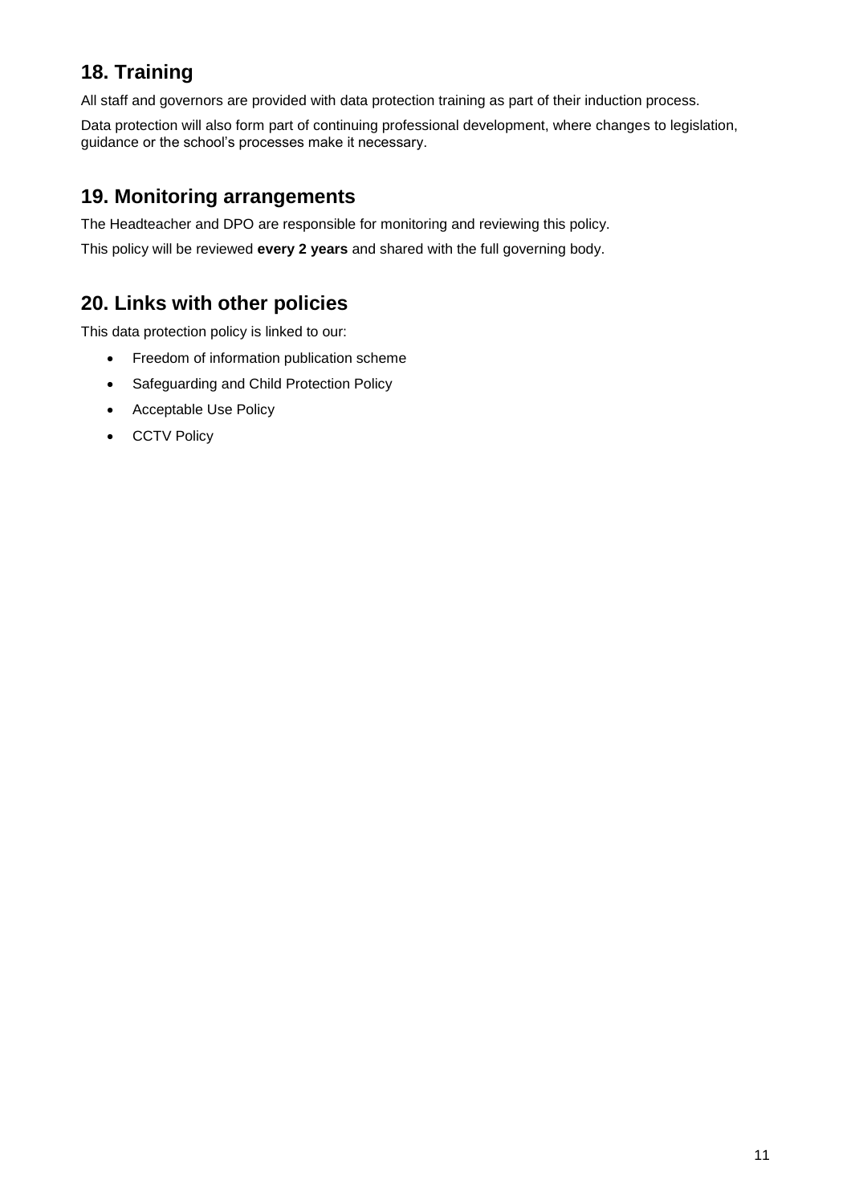## 18. Training

All staff and governors are provided with data protection training as part of their induction process.

Data protection will also form part of continuing professional development, where changes to legislation, guidance or the school's processes make it necessary.

## 19. Monitoring arrangements

The Headteacher and DPO are responsible for monitoring and reviewing this policy.

This policy will be reviewed **every 2 years** and shared with the full governing body.

## 20. Links with other policies

This data protection policy is linked to our:

- Freedom of information publication scheme
- Safeguarding and Child Protection Policy
- Acceptable Use Policy
- CCTV Policy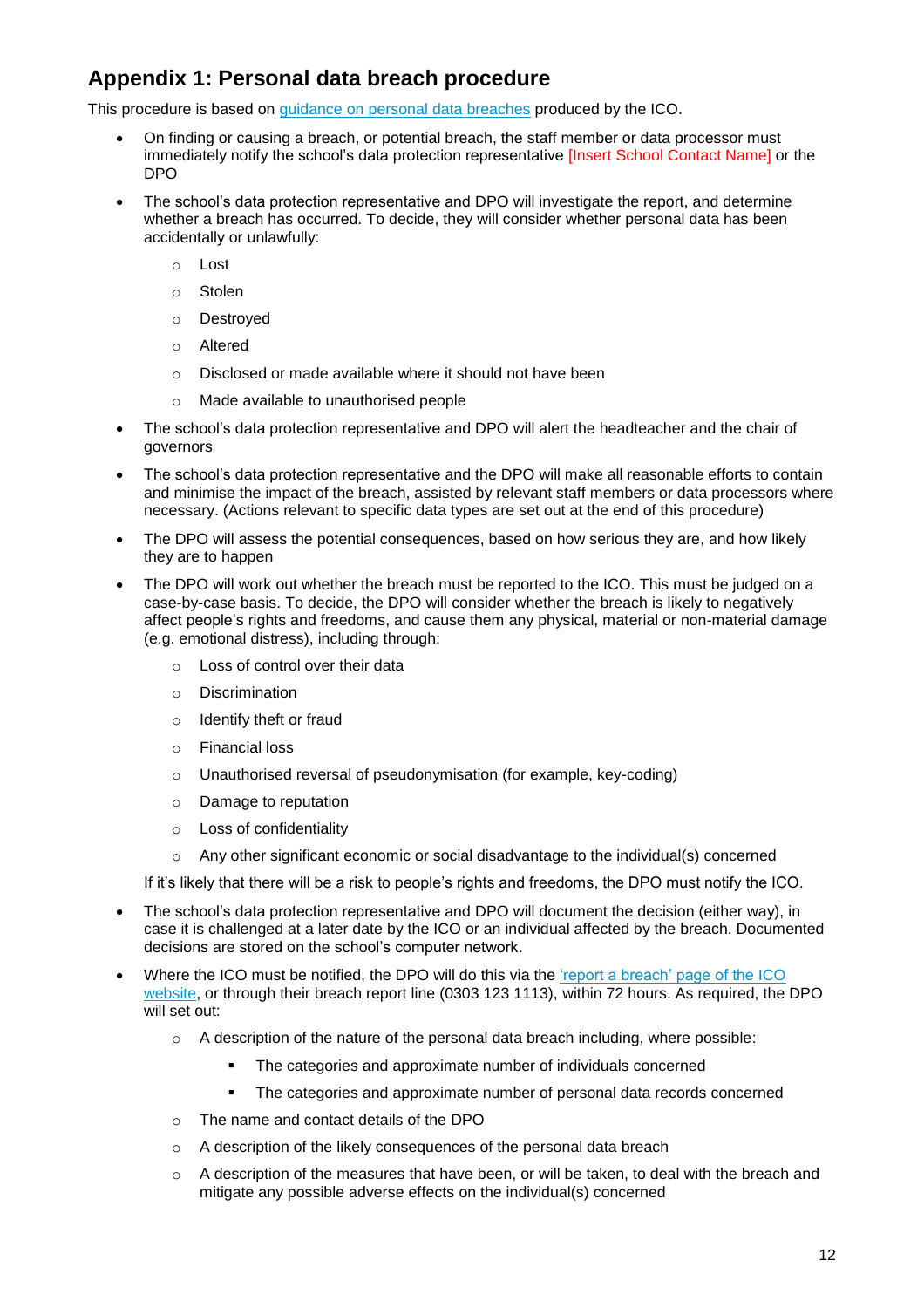## Appendix 1: Personal data breach procedure

This procedure is based on [guidance on personal data breaches] produced by the ICO.

- On finding or causing a breach, or potential breach, the staff member or data processor must immediately notify the school's data protection representative [Insert School Contact Name] or the DPO
- The school's data protection representative and DPO will investigate the report, and determine whether a breach has occurred. To decide, they will consider whether personal data has been accidentally or unlawfully:
    - Lost
    - Stolen
    - Destroyed
    - Altered
    - Disclosed or made available where it should not have been
    - Made available to unauthorised people
- The school's data protection representative and DPO will alert the headteacher and the chair of governors
- The school's data protection representative and the DPO will make all reasonable efforts to contain and minimise the impact of the breach, assisted by relevant staff members or data processors where necessary. (Actions relevant to specific data types are set out at the end of this procedure)
- The DPO will assess the potential consequences, based on how serious they are, and how likely they are to happen
- The DPO will work out whether the breach must be reported to the ICO. This must be judged on a case-by-case basis. To decide, the DPO will consider whether the breach is likely to negatively affect people's rights and freedoms, and cause them any physical, material or non-material damage (e.g. emotional distress), including through:
    - Loss of control over their data
    - Discrimination
    - Identify theft or fraud
    - Financial loss
    - Unauthorised reversal of pseudonymisation (for example, key-coding)
    - Damage to reputation
    - Loss of confidentiality
    - Any other significant economic or social disadvantage to the individual(s) concerned

  If it's likely that there will be a risk to people's rights and freedoms, the DPO must notify the ICO.
- The school's data protection representative and DPO will document the decision (either way), in case it is challenged at a later date by the ICO or an individual affected by the breach. Documented decisions are stored on the school's computer network.
- Where the ICO must be notified, the DPO will do this via the ['report a breach' page of the ICO website], or through their breach report line (0303 123 1113), within 72 hours. As required, the DPO will set out:
    - A description of the nature of the personal data breach including, where possible:
        - The categories and approximate number of individuals concerned
        - The categories and approximate number of personal data records concerned
    - The name and contact details of the DPO
    - A description of the likely consequences of the personal data breach
    - A description of the measures that have been, or will be taken, to deal with the breach and mitigate any possible adverse effects on the individual(s) concerned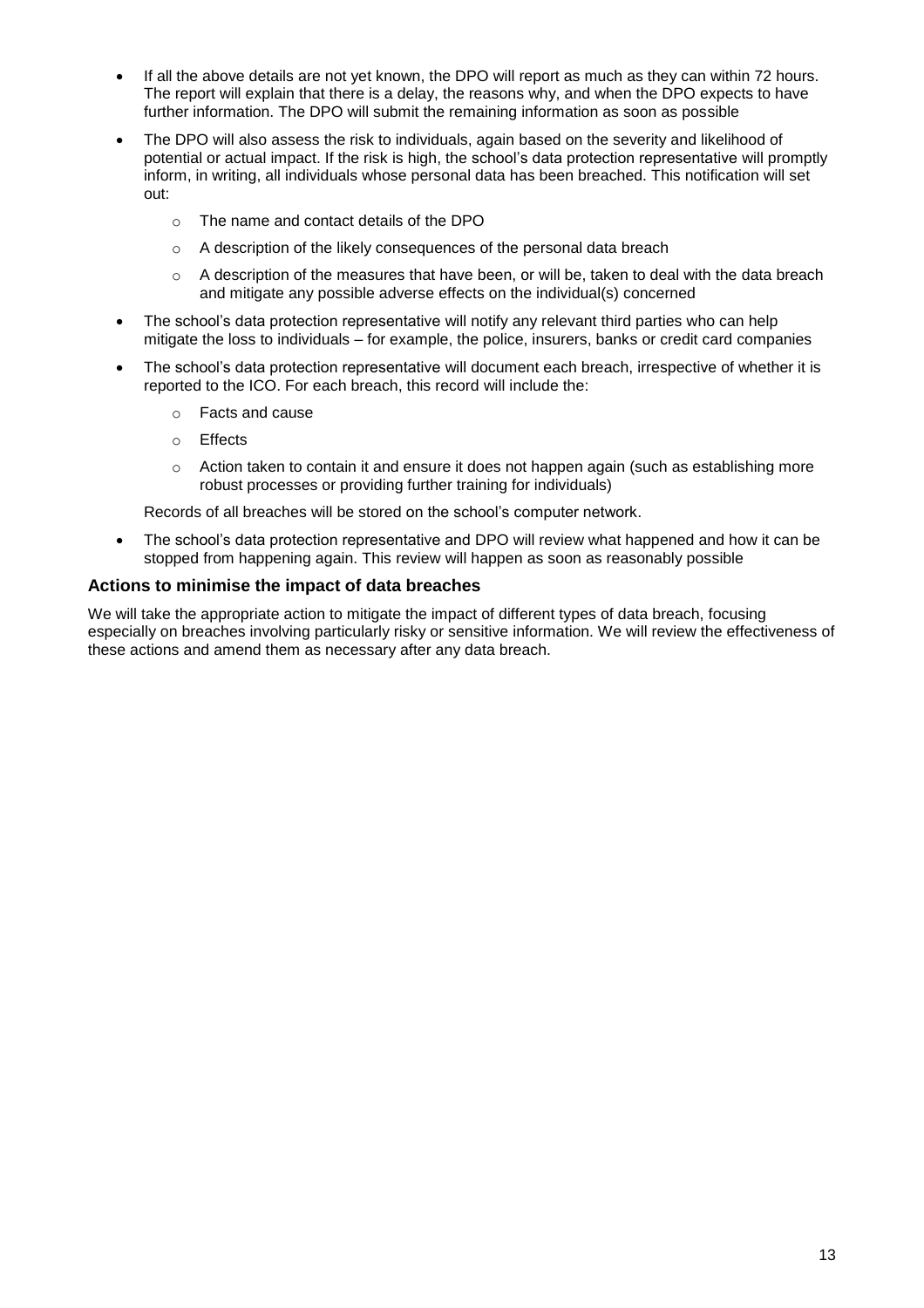- If all the above details are not yet known, the DPO will report as much as they can within 72 hours. The report will explain that there is a delay, the reasons why, and when the DPO expects to have further information. The DPO will submit the remaining information as soon as possible
- The DPO will also assess the risk to individuals, again based on the severity and likelihood of potential or actual impact. If the risk is high, the school's data protection representative will promptly inform, in writing, all individuals whose personal data has been breached. This notification will set out:
  - The name and contact details of the DPO
  - A description of the likely consequences of the personal data breach
  - A description of the measures that have been, or will be, taken to deal with the data breach and mitigate any possible adverse effects on the individual(s) concerned
- The school's data protection representative will notify any relevant third parties who can help mitigate the loss to individuals – for example, the police, insurers, banks or credit card companies
- The school's data protection representative will document each breach, irrespective of whether it is reported to the ICO. For each breach, this record will include the:
  - Facts and cause
  - Effects
  - Action taken to contain it and ensure it does not happen again (such as establishing more robust processes or providing further training for individuals)

  Records of all breaches will be stored on the school's computer network.
- The school's data protection representative and DPO will review what happened and how it can be stopped from happening again. This review will happen as soon as reasonably possible

### Actions to minimise the impact of data breaches

We will take the appropriate action to mitigate the impact of different types of data breach, focusing especially on breaches involving particularly risky or sensitive information. We will review the effectiveness of these actions and amend them as necessary after any data breach.